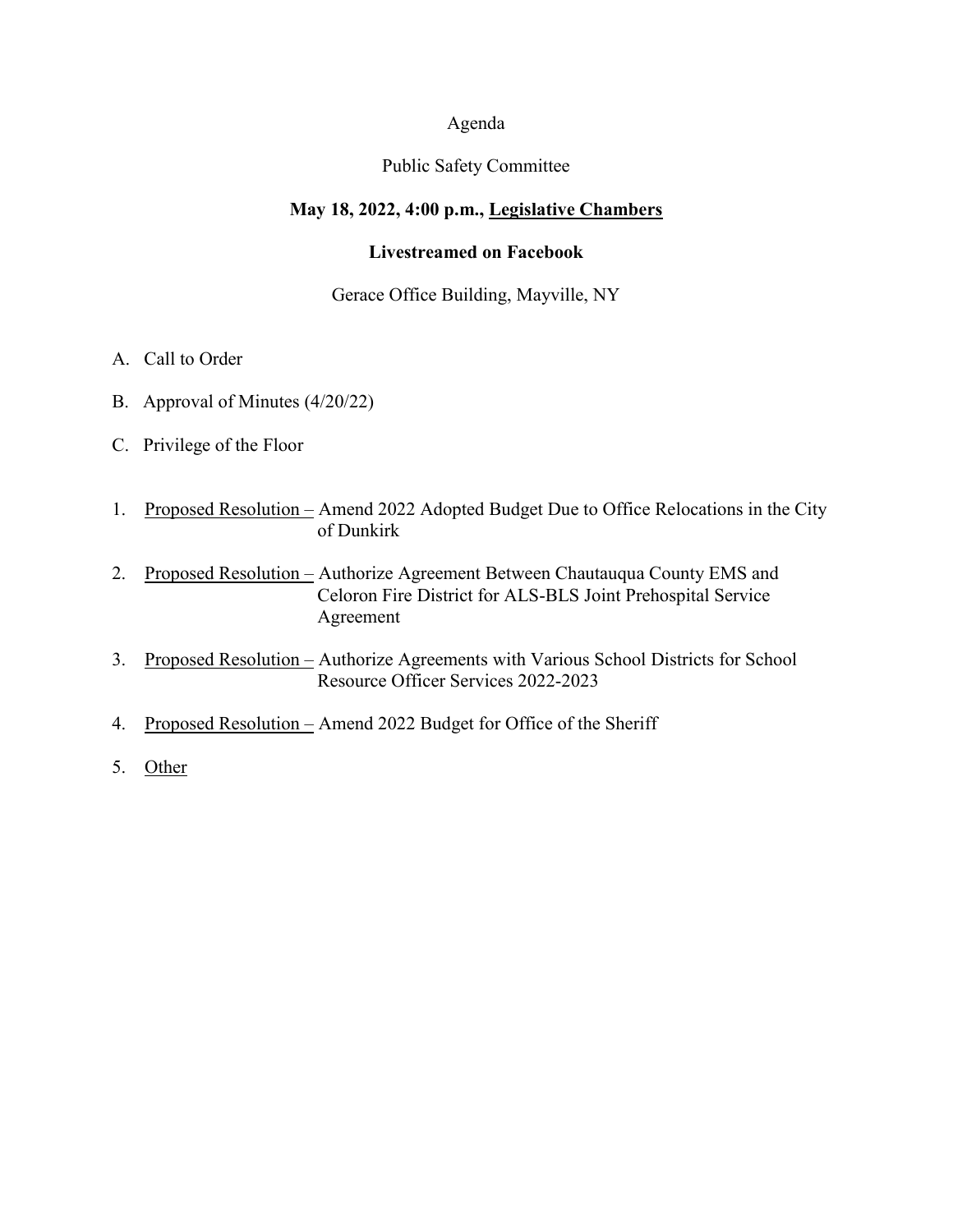# Agenda

## Public Safety Committee

**May 18, 2022, 4:00 p.m., <u>Legislative Chambers</u>**

**Livestreamed on Facebook**

Gerace Office Building, Mayville, NY

A. Call to Order

B. Approval of Minutes (4/20/22)

C. Privilege of the Floor

1. <u>Proposed Resolution –</u> Amend 2022 Adopted Budget Due to Office Relocations in the City of Dunkirk

2. <u>Proposed Resolution –</u> Authorize Agreement Between Chautauqua County EMS and Celoron Fire District for ALS-BLS Joint Prehospital Service Agreement

3. <u>Proposed Resolution –</u> Authorize Agreements with Various School Districts for School Resource Officer Services 2022-2023

4. <u>Proposed Resolution –</u> Amend 2022 Budget for Office of the Sheriff

5. <u>Other</u>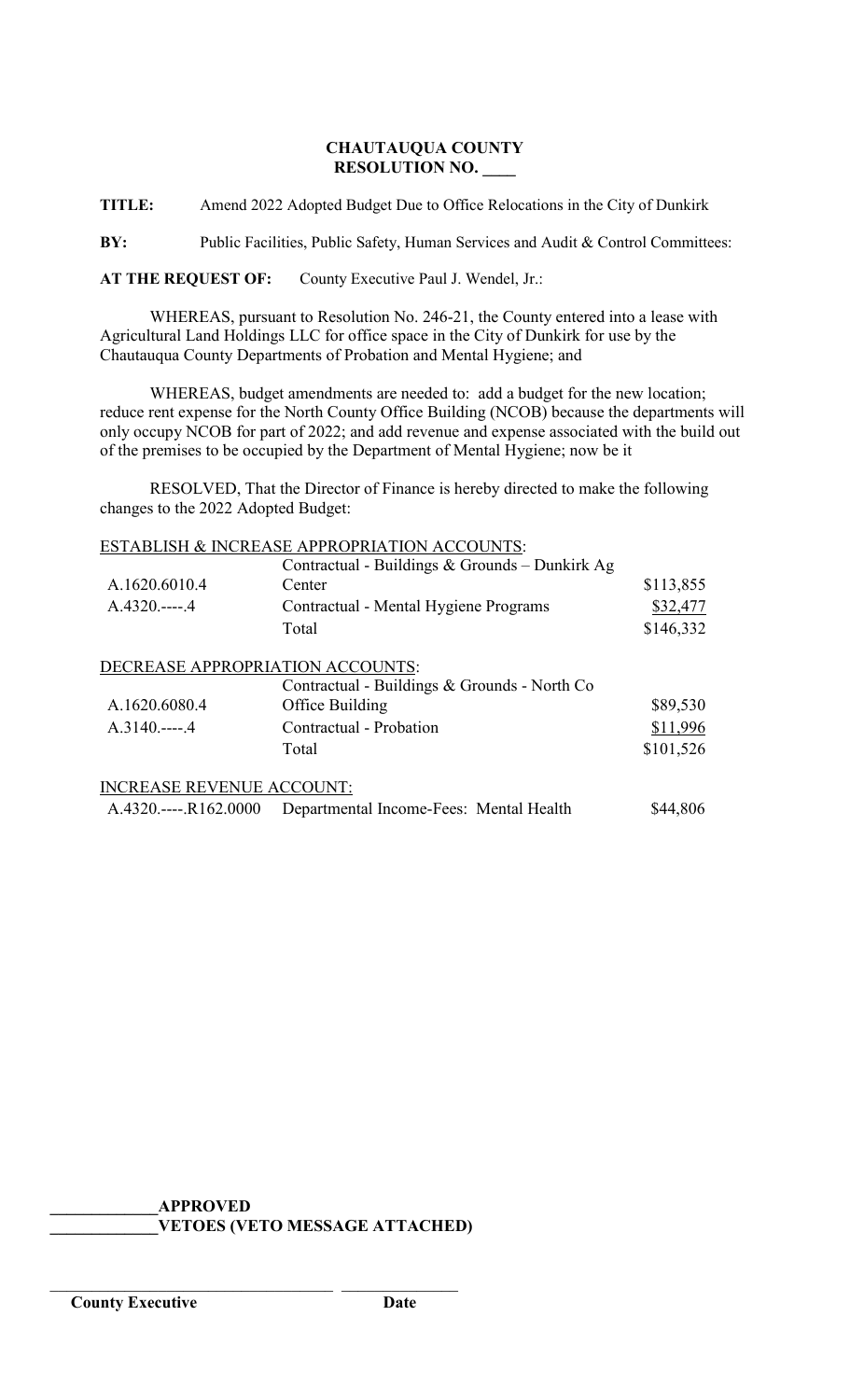**CHAUTAUQUA COUNTY**
**RESOLUTION NO. ____**

**TITLE:** Amend 2022 Adopted Budget Due to Office Relocations in the City of Dunkirk

**BY:** Public Facilities, Public Safety, Human Services and Audit & Control Committees:

**AT THE REQUEST OF:** County Executive Paul J. Wendel, Jr.:

WHEREAS, pursuant to Resolution No. 246-21, the County entered into a lease with Agricultural Land Holdings LLC for office space in the City of Dunkirk for use by the Chautauqua County Departments of Probation and Mental Hygiene; and

WHEREAS, budget amendments are needed to: add a budget for the new location; reduce rent expense for the North County Office Building (NCOB) because the departments will only occupy NCOB for part of 2022; and add revenue and expense associated with the build out of the premises to be occupied by the Department of Mental Hygiene; now be it

RESOLVED, That the Director of Finance is hereby directed to make the following changes to the 2022 Adopted Budget:

ESTABLISH & INCREASE APPROPRIATION ACCOUNTS:

| | | |
|---|---|---|
| A.1620.6010.4 | Contractual - Buildings & Grounds – Dunkirk Ag Center | $113,855 |
| A.4320.----.4 | Contractual - Mental Hygiene Programs | $32,477 |
| | Total | $146,332 |

DECREASE APPROPRIATION ACCOUNTS:

| | | |
|---|---|---|
| A.1620.6080.4 | Contractual - Buildings & Grounds - North Co Office Building | $89,530 |
| A.3140.----.4 | Contractual - Probation | $11,996 |
| | Total | $101,526 |

INCREASE REVENUE ACCOUNT:

| | | |
|---|---|---|
| A.4320.----.R162.0000 | Departmental Income-Fees: Mental Health | $44,806 |

\_\_\_\_\_\_\_\_\_\_\_\_\_**APPROVED**
\_\_\_\_\_\_\_\_\_\_\_\_\_**VETOES (VETO MESSAGE ATTACHED)**

\_\_\_\_\_\_\_\_\_\_\_\_\_\_\_\_\_\_\_\_\_\_\_\_\_\_\_\_\_\_\_\_\_\_\_ \_\_\_\_\_\_\_\_\_\_\_\_\_\_
**County Executive** **Date**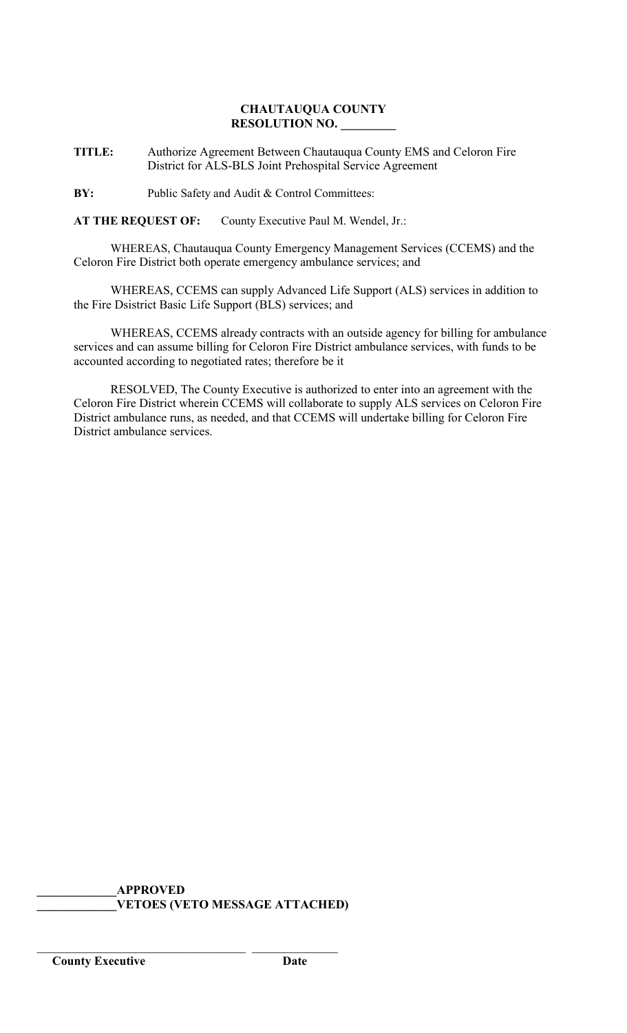**CHAUTAUQUA COUNTY**
**RESOLUTION NO. _________**

**TITLE:** Authorize Agreement Between Chautauqua County EMS and Celoron Fire District for ALS-BLS Joint Prehospital Service Agreement

**BY:** Public Safety and Audit & Control Committees:

**AT THE REQUEST OF:** County Executive Paul M. Wendel, Jr.:

WHEREAS, Chautauqua County Emergency Management Services (CCEMS) and the Celoron Fire District both operate emergency ambulance services; and

WHEREAS, CCEMS can supply Advanced Life Support (ALS) services in addition to the Fire Dsistrict Basic Life Support (BLS) services; and

WHEREAS, CCEMS already contracts with an outside agency for billing for ambulance services and can assume billing for Celoron Fire District ambulance services, with funds to be accounted according to negotiated rates; therefore be it

RESOLVED, The County Executive is authorized to enter into an agreement with the Celoron Fire District wherein CCEMS will collaborate to supply ALS services on Celoron Fire District ambulance runs, as needed, and that CCEMS will undertake billing for Celoron Fire District ambulance services.

_____________**APPROVED**
_____________**VETOES (VETO MESSAGE ATTACHED)**

___________________________________ ______________
**County Executive** **Date**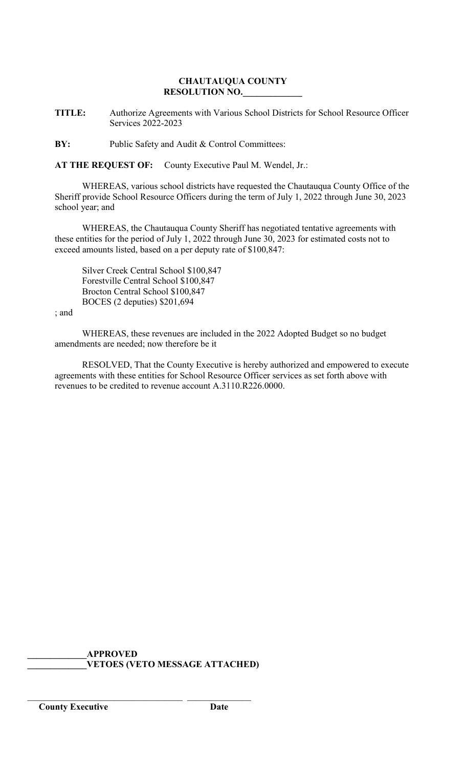**CHAUTAUQUA COUNTY**
**RESOLUTION NO.\_\_\_\_\_\_\_\_\_\_\_\_\_**

**TITLE:** Authorize Agreements with Various School Districts for School Resource Officer Services 2022-2023

**BY:** Public Safety and Audit & Control Committees:

**AT THE REQUEST OF:** County Executive Paul M. Wendel, Jr.:

WHEREAS, various school districts have requested the Chautauqua County Office of the Sheriff provide School Resource Officers during the term of July 1, 2022 through June 30, 2023 school year; and

WHEREAS, the Chautauqua County Sheriff has negotiated tentative agreements with these entities for the period of July 1, 2022 through June 30, 2023 for estimated costs not to exceed amounts listed, based on a per deputy rate of $100,847:

Silver Creek Central School $100,847
Forestville Central School $100,847
Brocton Central School $100,847
BOCES (2 deputies) $201,694

; and

WHEREAS, these revenues are included in the 2022 Adopted Budget so no budget amendments are needed; now therefore be it

RESOLVED, That the County Executive is hereby authorized and empowered to execute agreements with these entities for School Resource Officer services as set forth above with revenues to be credited to revenue account A.3110.R226.0000.

\_\_\_\_\_\_\_\_\_\_\_\_\_**APPROVED**
\_\_\_\_\_\_\_\_\_\_\_\_\_**VETOES (VETO MESSAGE ATTACHED)**

\_\_\_\_\_\_\_\_\_\_\_\_\_\_\_\_\_\_\_\_\_\_\_\_\_\_\_\_\_\_\_\_\_\_\_ \_\_\_\_\_\_\_\_\_\_\_\_\_\_
**County Executive** **Date**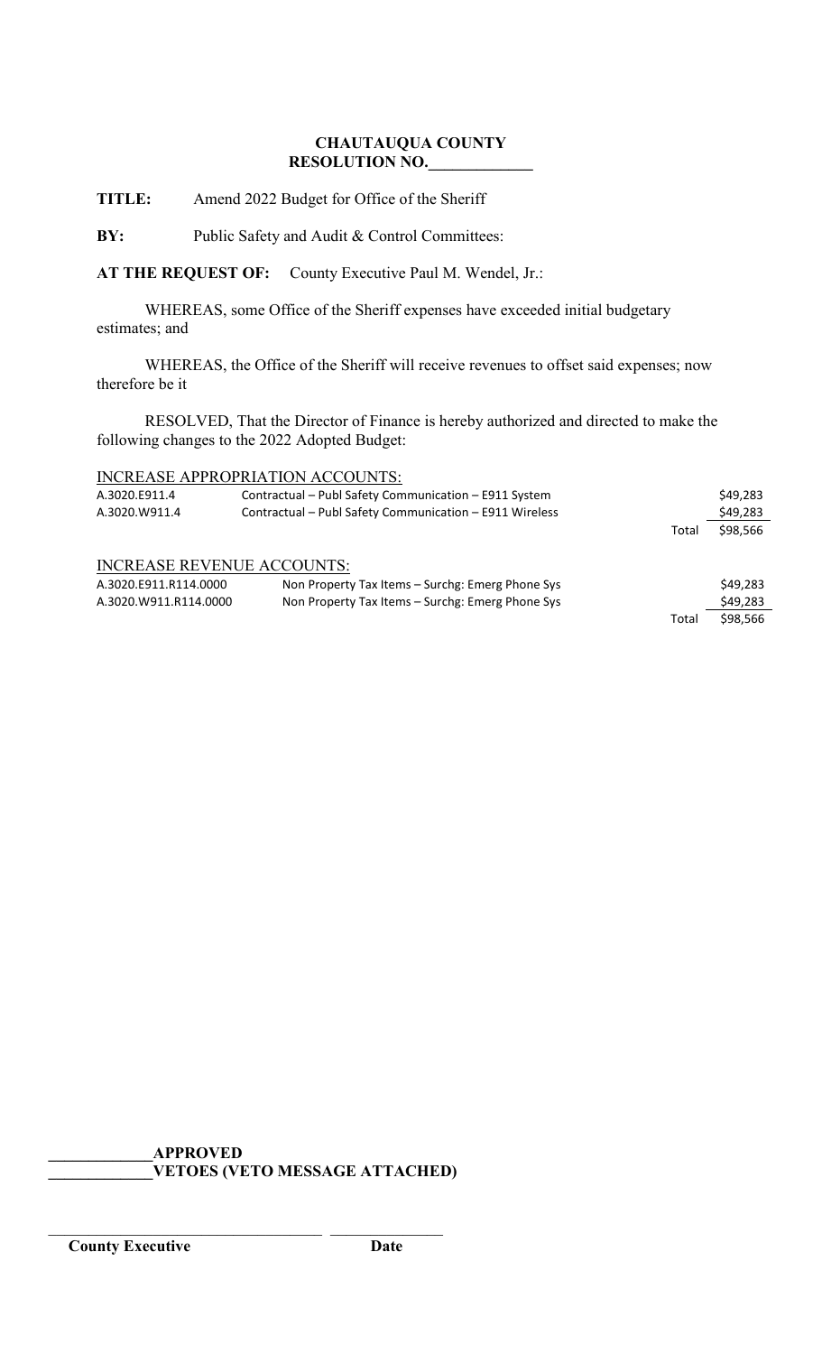**CHAUTAUQUA COUNTY**
**RESOLUTION NO.____________**

**TITLE:** Amend 2022 Budget for Office of the Sheriff

**BY:** Public Safety and Audit & Control Committees:

**AT THE REQUEST OF:** County Executive Paul M. Wendel, Jr.:

WHEREAS, some Office of the Sheriff expenses have exceeded initial budgetary estimates; and

WHEREAS, the Office of the Sheriff will receive revenues to offset said expenses; now therefore be it

RESOLVED, That the Director of Finance is hereby authorized and directed to make the following changes to the 2022 Adopted Budget:

INCREASE APPROPRIATION ACCOUNTS:

| | | | |
|---|---|---|---|
| A.3020.E911.4 | Contractual – Publ Safety Communication – E911 System | | $49,283 |
| A.3020.W911.4 | Contractual – Publ Safety Communication – E911 Wireless | | $49,283 |
| | | Total | $98,566 |

INCREASE REVENUE ACCOUNTS:

| | | | |
|---|---|---|---|
| A.3020.E911.R114.0000 | Non Property Tax Items – Surchg: Emerg Phone Sys | | $49,283 |
| A.3020.W911.R114.0000 | Non Property Tax Items – Surchg: Emerg Phone Sys | | $49,283 |
| | | Total | $98,566 |

____________**APPROVED**
____________**VETOES (VETO MESSAGE ATTACHED)**

___________________________________ ______________
**County Executive** **Date**